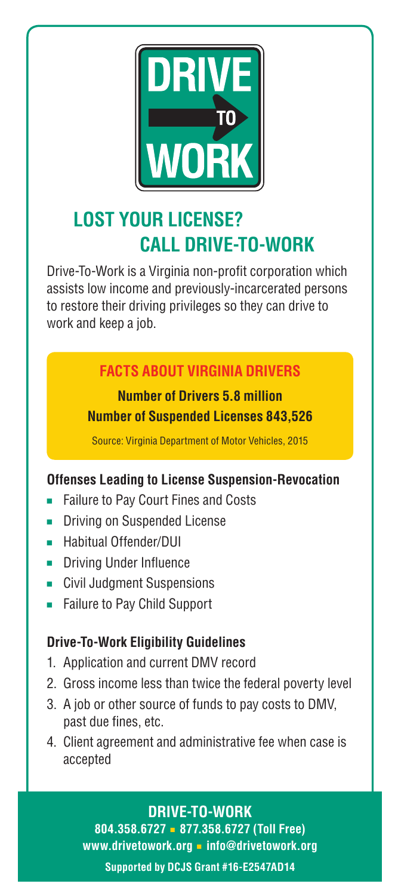# DRIVE TO WORK

## LOST YOUR LICENSE? CALL DRIVE-TO-WORK

Drive-To-Work is a Virginia non-profit corporation which assists low income and previously-incarcerated persons to restore their driving privileges so they can drive to work and keep a job.

### FACTS ABOUT VIRGINIA DRIVERS

**Number of Drivers 5.8 million**
**Number of Suspended Licenses 843,526**

Source: Virginia Department of Motor Vehicles, 2015

### Offenses Leading to License Suspension-Revocation

- Failure to Pay Court Fines and Costs
- Driving on Suspended License
- Habitual Offender/DUI
- Driving Under Influence
- Civil Judgment Suspensions
- Failure to Pay Child Support

### Drive-To-Work Eligibility Guidelines

1. Application and current DMV record
2. Gross income less than twice the federal poverty level
3. A job or other source of funds to pay costs to DMV, past due fines, etc.
4. Client agreement and administrative fee when case is accepted

**DRIVE-TO-WORK**
**804.358.6727 ■ 877.358.6727 (Toll Free)**
**www.drivetowork.org ■ info@drivetowork.org**
**Supported by DCJS Grant #16-E2547AD14**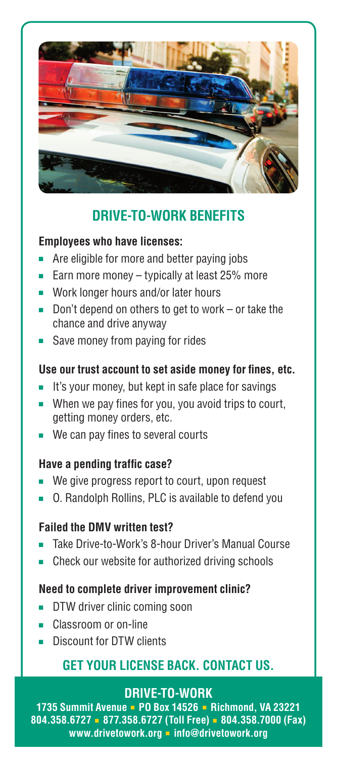## DRIVE-TO-WORK BENEFITS

### Employees who have licenses:

- Are eligible for more and better paying jobs
- Earn more money – typically at least 25% more
- Work longer hours and/or later hours
- Don't depend on others to get to work – or take the chance and drive anyway
- Save money from paying for rides

### Use our trust account to set aside money for fines, etc.

- It's your money, but kept in safe place for savings
- When we pay fines for you, you avoid trips to court, getting money orders, etc.
- We can pay fines to several courts

### Have a pending traffic case?

- We give progress report to court, upon request
- O. Randolph Rollins, PLC is available to defend you

### Failed the DMV written test?

- Take Drive-to-Work's 8-hour Driver's Manual Course
- Check our website for authorized driving schools

### Need to complete driver improvement clinic?

- DTW driver clinic coming soon
- Classroom or on-line
- Discount for DTW clients

## GET YOUR LICENSE BACK. CONTACT US.

**DRIVE-TO-WORK**

**1735 Summit Avenue ▪ PO Box 14526 ▪ Richmond, VA 23221**
**804.358.6727 ▪ 877.358.6727 (Toll Free) ▪ 804.358.7000 (Fax)**
**www.drivetowork.org ▪ info@drivetowork.org**